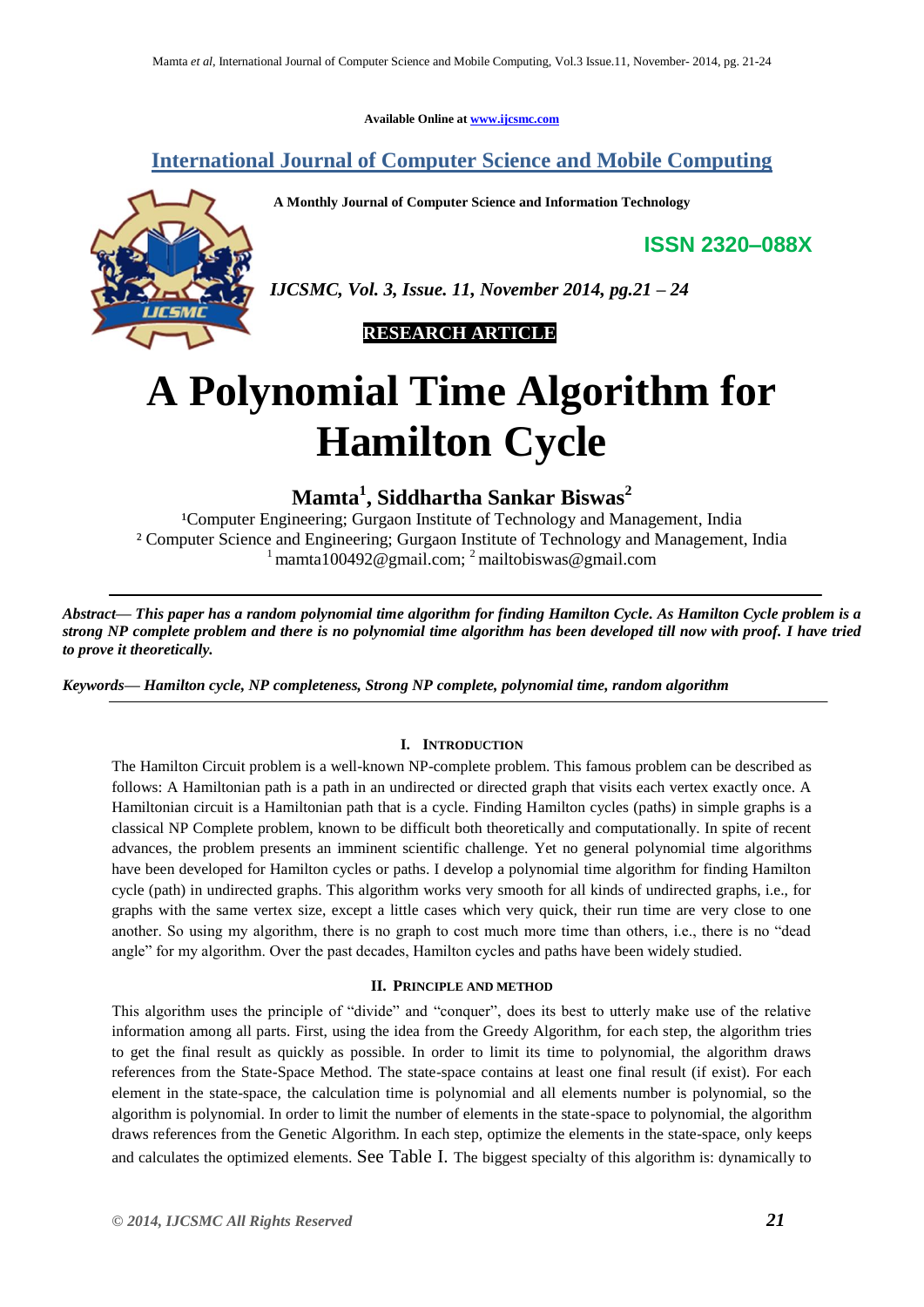Available Online at www.ijcsmc.com

## International Journal of Computer Science and Mobile Computing

**A Monthly Journal of Computer Science and Information Technology**

**ISSN 2320–088X**

*IJCSMC, Vol. 3, Issue. 11, November 2014, pg.21 – 24*

**RESEARCH ARTICLE**

# A Polynomial Time Algorithm for Hamilton Cycle

**Mamta[1], Siddhartha Sankar Biswas[2]**

[1]Computer Engineering; Gurgaon Institute of Technology and Management, India
[2] Computer Science and Engineering; Gurgaon Institute of Technology and Management, India
[1] mamta100492@gmail.com; [2] mailtobiswas@gmail.com

***Abstract— This paper has a random polynomial time algorithm for finding Hamilton Cycle. As Hamilton Cycle problem is a strong NP complete problem and there is no polynomial time algorithm has been developed till now with proof. I have tried to prove it theoretically.***

***Keywords— Hamilton cycle, NP completeness, Strong NP complete, polynomial time, random algorithm***

## I. Introduction

The Hamilton Circuit problem is a well-known NP-complete problem. This famous problem can be described as follows: A Hamiltonian path is a path in an undirected or directed graph that visits each vertex exactly once. A Hamiltonian circuit is a Hamiltonian path that is a cycle. Finding Hamilton cycles (paths) in simple graphs is a classical NP Complete problem, known to be difficult both theoretically and computationally. In spite of recent advances, the problem presents an imminent scientific challenge. Yet no general polynomial time algorithms have been developed for Hamilton cycles or paths. I develop a polynomial time algorithm for finding Hamilton cycle (path) in undirected graphs. This algorithm works very smooth for all kinds of undirected graphs, i.e., for graphs with the same vertex size, except a little cases which very quick, their run time are very close to one another. So using my algorithm, there is no graph to cost much more time than others, i.e., there is no "dead angle" for my algorithm. Over the past decades, Hamilton cycles and paths have been widely studied.

## II. Principle and Method

This algorithm uses the principle of "divide" and "conquer", does its best to utterly make use of the relative information among all parts. First, using the idea from the Greedy Algorithm, for each step, the algorithm tries to get the final result as quickly as possible. In order to limit its time to polynomial, the algorithm draws references from the State-Space Method. The state-space contains at least one final result (if exist). For each element in the state-space, the calculation time is polynomial and all elements number is polynomial, so the algorithm is polynomial. In order to limit the number of elements in the state-space to polynomial, the algorithm draws references from the Genetic Algorithm. In each step, optimize the elements in the state-space, only keeps and calculates the optimized elements. See Table I. The biggest specialty of this algorithm is: dynamically to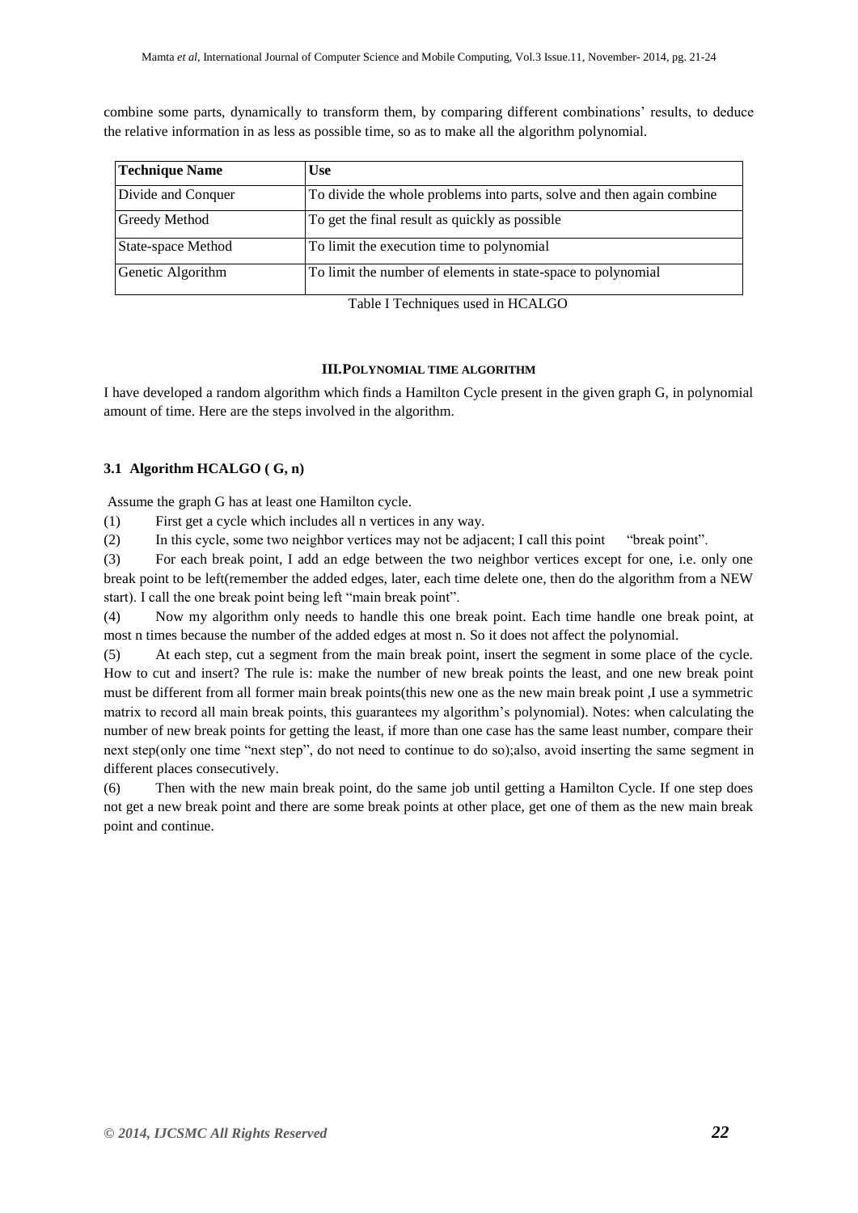combine some parts, dynamically to transform them, by comparing different combinations' results, to deduce the relative information in as less as possible time, so as to make all the algorithm polynomial.

| Technique Name | Use |
| --- | --- |
| Divide and Conquer | To divide the whole problems into parts, solve and then again combine |
| Greedy Method | To get the final result as quickly as possible |
| State-space Method | To limit the execution time to polynomial |
| Genetic Algorithm | To limit the number of elements in state-space to polynomial |

Table I Techniques used in HCALGO

## III. POLYNOMIAL TIME ALGORITHM

I have developed a random algorithm which finds a Hamilton Cycle present in the given graph G, in polynomial amount of time. Here are the steps involved in the algorithm.

### 3.1 Algorithm HCALGO ( G, n)

Assume the graph G has at least one Hamilton cycle.

(1) First get a cycle which includes all n vertices in any way.

(2) In this cycle, some two neighbor vertices may not be adjacent; I call this point "break point".

(3) For each break point, I add an edge between the two neighbor vertices except for one, i.e. only one break point to be left(remember the added edges, later, each time delete one, then do the algorithm from a NEW start). I call the one break point being left "main break point".

(4) Now my algorithm only needs to handle this one break point. Each time handle one break point, at most n times because the number of the added edges at most n. So it does not affect the polynomial.

(5) At each step, cut a segment from the main break point, insert the segment in some place of the cycle. How to cut and insert? The rule is: make the number of new break points the least, and one new break point must be different from all former main break points(this new one as the new main break point ,I use a symmetric matrix to record all main break points, this guarantees my algorithm's polynomial). Notes: when calculating the number of new break points for getting the least, if more than one case has the same least number, compare their next step(only one time "next step", do not need to continue to do so);also, avoid inserting the same segment in different places consecutively.

(6) Then with the new main break point, do the same job until getting a Hamilton Cycle. If one step does not get a new break point and there are some break points at other place, get one of them as the new main break point and continue.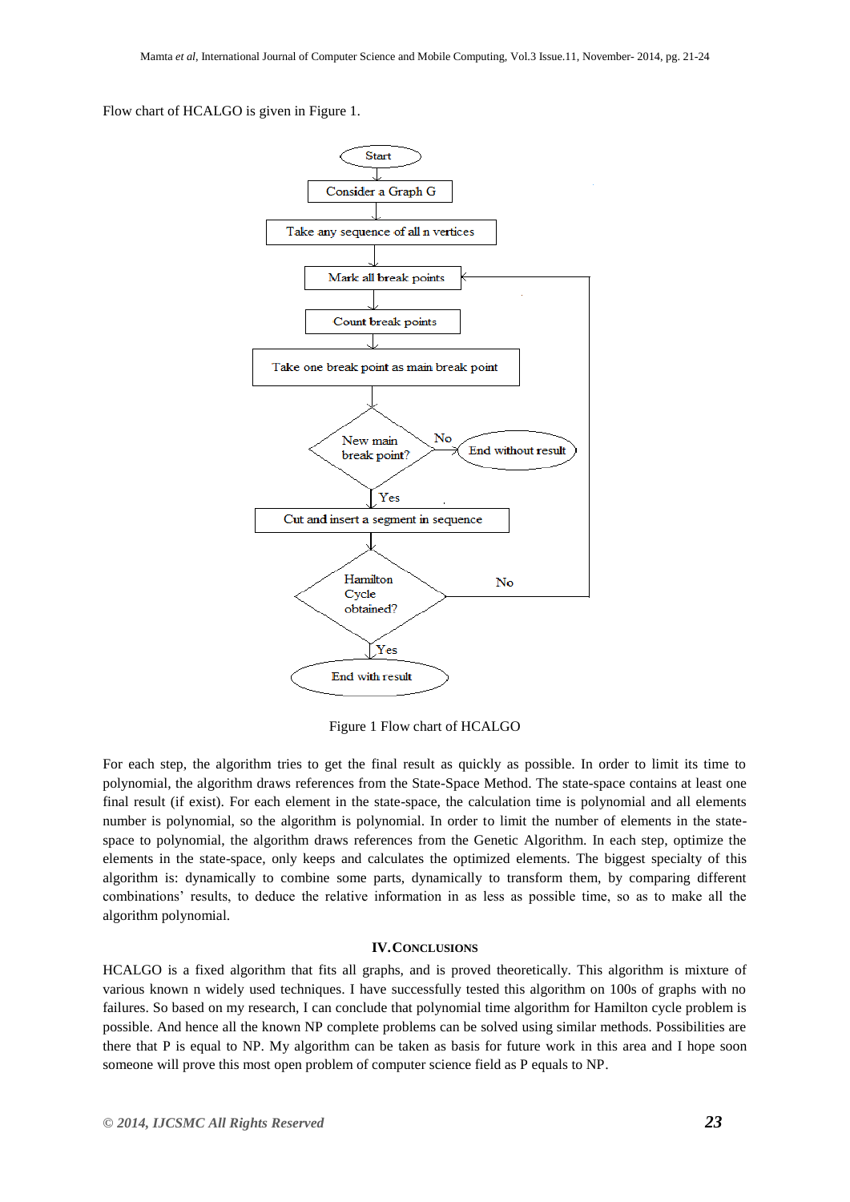Flow chart of HCALGO is given in Figure 1.

Start

Consider a Graph G

Take any sequence of all n vertices

Mark all break points

Count break points

Take one break point as main break point

New main break point?

No

End without result

Yes

Cut and insert a segment in sequence

Hamilton Cycle obtained?

No

Yes

End with result

Figure 1 Flow chart of HCALGO

For each step, the algorithm tries to get the final result as quickly as possible. In order to limit its time to polynomial, the algorithm draws references from the State-Space Method. The state-space contains at least one final result (if exist). For each element in the state-space, the calculation time is polynomial and all elements number is polynomial, so the algorithm is polynomial. In order to limit the number of elements in the state-space to polynomial, the algorithm draws references from the Genetic Algorithm. In each step, optimize the elements in the state-space, only keeps and calculates the optimized elements. The biggest specialty of this algorithm is: dynamically to combine some parts, dynamically to transform them, by comparing different combinations' results, to deduce the relative information in as less as possible time, so as to make all the algorithm polynomial.

## IV. Conclusions

HCALGO is a fixed algorithm that fits all graphs, and is proved theoretically. This algorithm is mixture of various known n widely used techniques. I have successfully tested this algorithm on 100s of graphs with no failures. So based on my research, I can conclude that polynomial time algorithm for Hamilton cycle problem is possible. And hence all the known NP complete problems can be solved using similar methods. Possibilities are there that P is equal to NP. My algorithm can be taken as basis for future work in this area and I hope soon someone will prove this most open problem of computer science field as P equals to NP.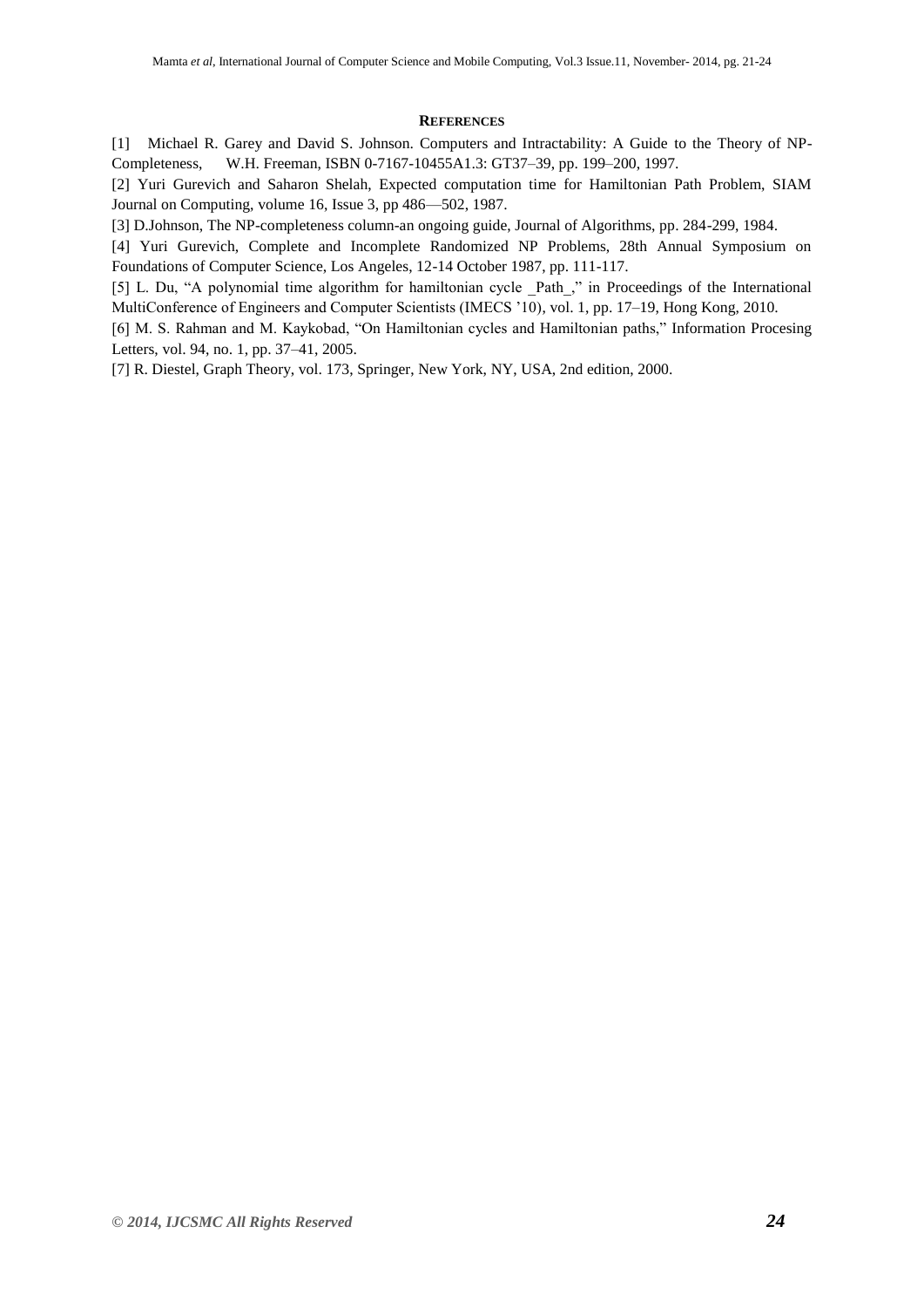## REFERENCES

[1] Michael R. Garey and David S. Johnson. Computers and Intractability: A Guide to the Theory of NP-Completeness, W.H. Freeman, ISBN 0-7167-10455A1.3: GT37–39, pp. 199–200, 1997.

[2] Yuri Gurevich and Saharon Shelah, Expected computation time for Hamiltonian Path Problem, SIAM Journal on Computing, volume 16, Issue 3, pp 486—502, 1987.

[3] D.Johnson, The NP-completeness column-an ongoing guide, Journal of Algorithms, pp. 284-299, 1984.

[4] Yuri Gurevich, Complete and Incomplete Randomized NP Problems, 28th Annual Symposium on Foundations of Computer Science, Los Angeles, 12-14 October 1987, pp. 111-117.

[5] L. Du, "A polynomial time algorithm for hamiltonian cycle _Path_," in Proceedings of the International MultiConference of Engineers and Computer Scientists (IMECS '10), vol. 1, pp. 17–19, Hong Kong, 2010.

[6] M. S. Rahman and M. Kaykobad, "On Hamiltonian cycles and Hamiltonian paths," Information Procesing Letters, vol. 94, no. 1, pp. 37–41, 2005.

[7] R. Diestel, Graph Theory, vol. 173, Springer, New York, NY, USA, 2nd edition, 2000.